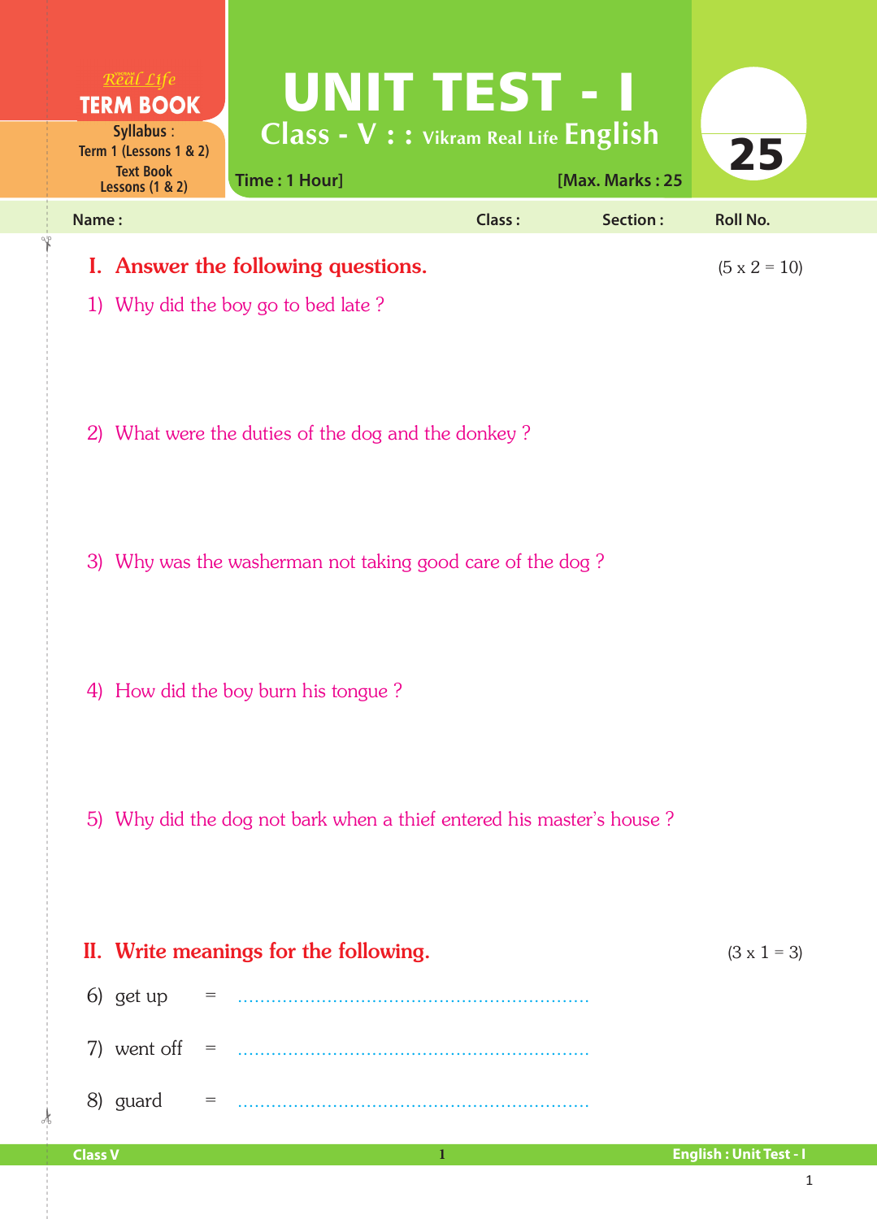Real Life
**TERM BOOK**

**Syllabus :** Term 1 (Lessons 1 & 2)
Text Book Lessons (1 & 2)

# UNIT TEST - I

## Class - V : : Vikram Real Life English

**Time : 1 Hour]** **[Max. Marks : 25**

**25**

**Name :** **Class :** **Section :** **Roll No.**

## I. Answer the following questions. (5 x 2 = 10)

1) Why did the boy go to bed late ?

2) What were the duties of the dog and the donkey ?

3) Why was the washerman not taking good care of the dog ?

4) How did the boy burn his tongue ?

5) Why did the dog not bark when a thief entered his master's house ?

## II. Write meanings for the following. (3 x 1 = 3)

6) get up = ..............................................................

7) went off = ..............................................................

8) guard = ..............................................................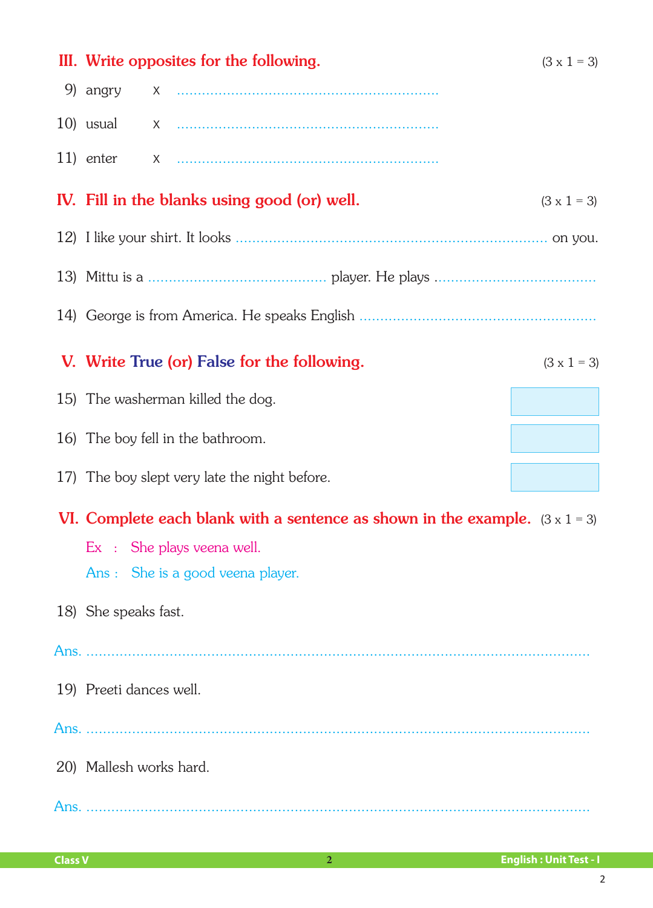## III. Write opposites for the following. (3 x 1 = 3)

9) angry x ..............................................................

10) usual x ..............................................................

11) enter x ..............................................................

## IV. Fill in the blanks using good (or) well. (3 x 1 = 3)

12) I like your shirt. It looks .......................................................................... on you.

13) Mittu is a .......................................... player. He plays ......................................

14) George is from America. He speaks English .......................................................

## V. Write True (or) False for the following. (3 x 1 = 3)

15) The washerman killed the dog.

16) The boy fell in the bathroom.

17) The boy slept very late the night before.

## VI. Complete each blank with a sentence as shown in the example. (3 x 1 = 3)

Ex : She plays veena well.

Ans : She is a good veena player.

18) She speaks fast.

Ans. ......................................................................................................................

19) Preeti dances well.

Ans. ......................................................................................................................

20) Mallesh works hard.

Ans. ......................................................................................................................